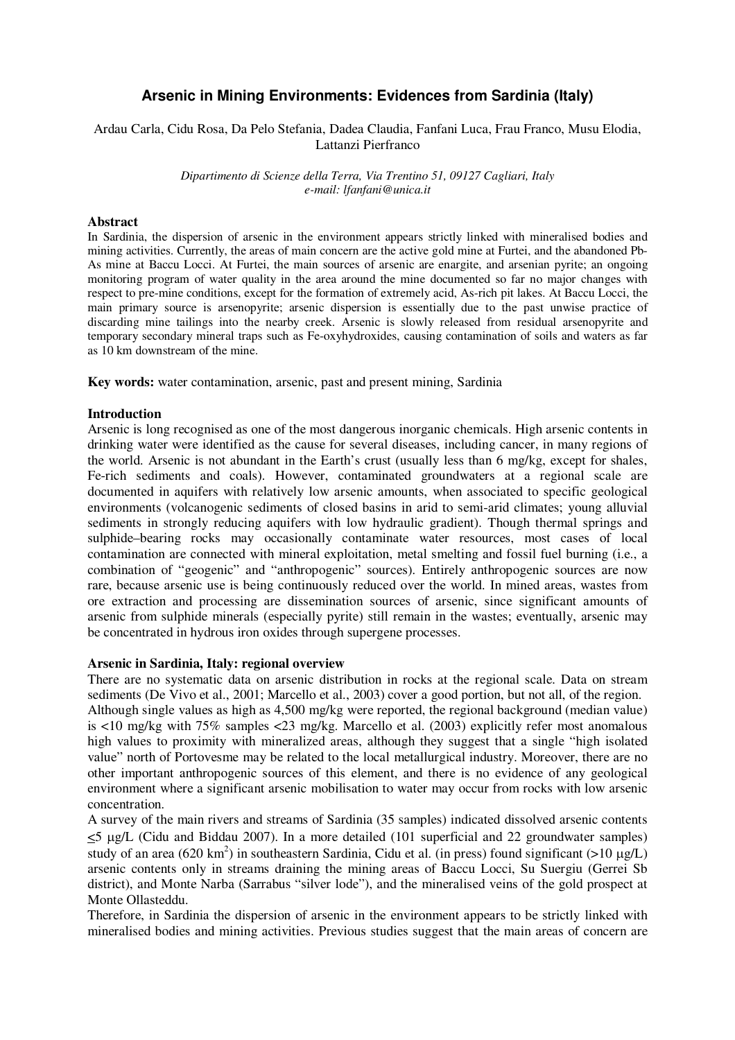# Arsenic in Mining Environments: Evidences from Sardinia (Italy)

Ardau Carla, Cidu Rosa, Da Pelo Stefania, Dadea Claudia, Fanfani Luca, Frau Franco, Musu Elodia, Lattanzi Pierfranco

*Dipartimento di Scienze della Terra, Via Trentino 51, 09127 Cagliari, Italy*
*e-mail: lfanfani@unica.it*

## Abstract

In Sardinia, the dispersion of arsenic in the environment appears strictly linked with mineralised bodies and mining activities. Currently, the areas of main concern are the active gold mine at Furtei, and the abandoned Pb-As mine at Baccu Locci. At Furtei, the main sources of arsenic are enargite, and arsenian pyrite; an ongoing monitoring program of water quality in the area around the mine documented so far no major changes with respect to pre-mine conditions, except for the formation of extremely acid, As-rich pit lakes. At Baccu Locci, the main primary source is arsenopyrite; arsenic dispersion is essentially due to the past unwise practice of discarding mine tailings into the nearby creek. Arsenic is slowly released from residual arsenopyrite and temporary secondary mineral traps such as Fe-oxyhydroxides, causing contamination of soils and waters as far as 10 km downstream of the mine.

**Key words:** water contamination, arsenic, past and present mining, Sardinia

## Introduction

Arsenic is long recognised as one of the most dangerous inorganic chemicals. High arsenic contents in drinking water were identified as the cause for several diseases, including cancer, in many regions of the world. Arsenic is not abundant in the Earth's crust (usually less than 6 mg/kg, except for shales, Fe-rich sediments and coals). However, contaminated groundwaters at a regional scale are documented in aquifers with relatively low arsenic amounts, when associated to specific geological environments (volcanogenic sediments of closed basins in arid to semi-arid climates; young alluvial sediments in strongly reducing aquifers with low hydraulic gradient). Though thermal springs and sulphide–bearing rocks may occasionally contaminate water resources, most cases of local contamination are connected with mineral exploitation, metal smelting and fossil fuel burning (i.e., a combination of "geogenic" and "anthropogenic" sources). Entirely anthropogenic sources are now rare, because arsenic use is being continuously reduced over the world. In mined areas, wastes from ore extraction and processing are dissemination sources of arsenic, since significant amounts of arsenic from sulphide minerals (especially pyrite) still remain in the wastes; eventually, arsenic may be concentrated in hydrous iron oxides through supergene processes.

## Arsenic in Sardinia, Italy: regional overview

There are no systematic data on arsenic distribution in rocks at the regional scale. Data on stream sediments (De Vivo et al., 2001; Marcello et al., 2003) cover a good portion, but not all, of the region. Although single values as high as 4,500 mg/kg were reported, the regional background (median value) is <10 mg/kg with 75% samples <23 mg/kg. Marcello et al. (2003) explicitly refer most anomalous high values to proximity with mineralized areas, although they suggest that a single "high isolated value" north of Portovesme may be related to the local metallurgical industry. Moreover, there are no other important anthropogenic sources of this element, and there is no evidence of any geological environment where a significant arsenic mobilisation to water may occur from rocks with low arsenic concentration.

A survey of the main rivers and streams of Sardinia (35 samples) indicated dissolved arsenic contents $\leq$5 μg/L (Cidu and Biddau 2007). In a more detailed (101 superficial and 22 groundwater samples) study of an area (620 km$^2$) in southeastern Sardinia, Cidu et al. (in press) found significant (>10 μg/L) arsenic contents only in streams draining the mining areas of Baccu Locci, Su Suergiu (Gerrei Sb district), and Monte Narba (Sarrabus "silver lode"), and the mineralised veins of the gold prospect at Monte Ollasteddu.

Therefore, in Sardinia the dispersion of arsenic in the environment appears to be strictly linked with mineralised bodies and mining activities. Previous studies suggest that the main areas of concern are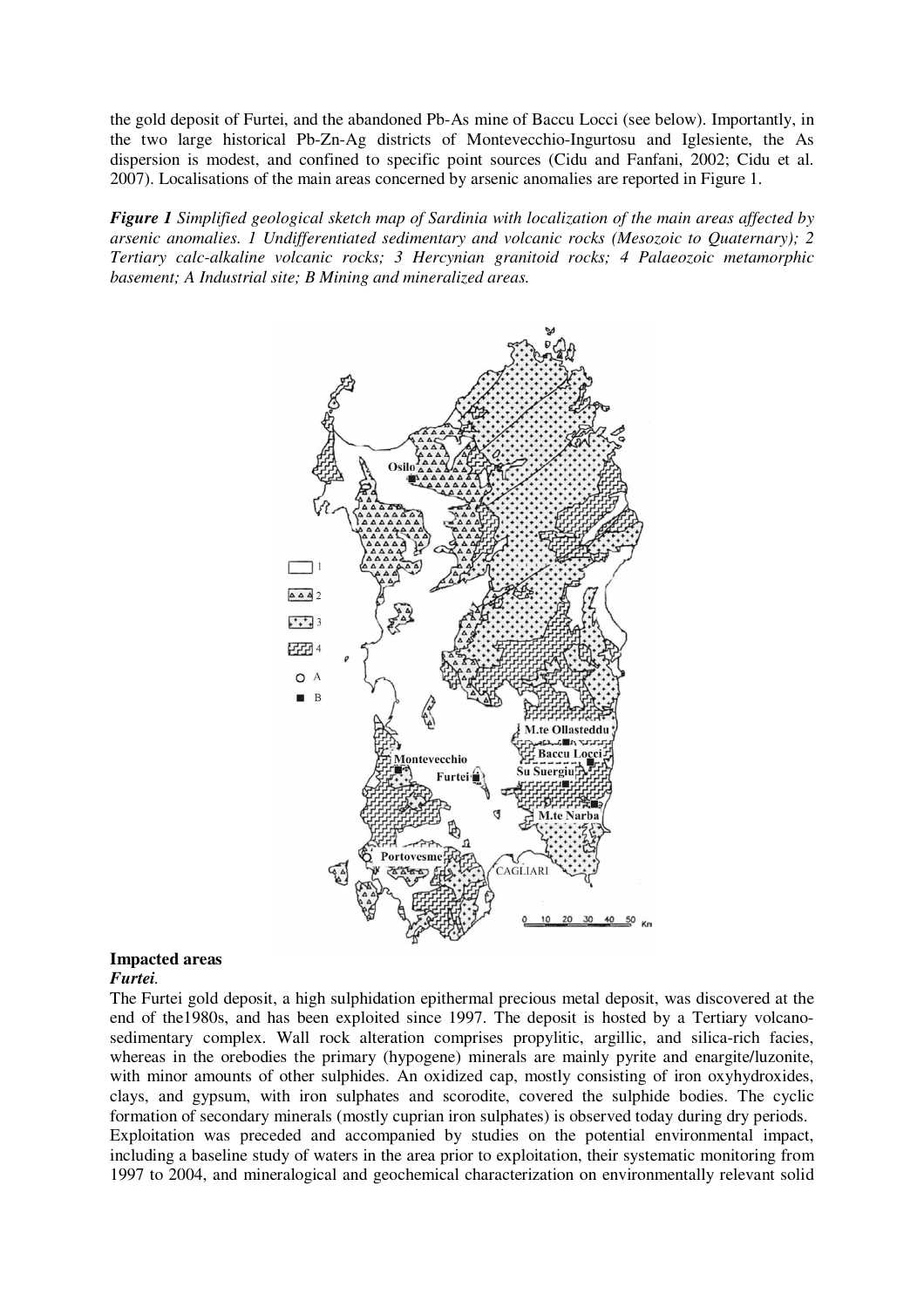the gold deposit of Furtei, and the abandoned Pb-As mine of Baccu Locci (see below). Importantly, in the two large historical Pb-Zn-Ag districts of Montevecchio-Ingurtosu and Iglesiente, the As dispersion is modest, and confined to specific point sources (Cidu and Fanfani, 2002; Cidu et al. 2007). Localisations of the main areas concerned by arsenic anomalies are reported in Figure 1.

***Figure 1** Simplified geological sketch map of Sardinia with localization of the main areas affected by arsenic anomalies. 1 Undifferentiated sedimentary and volcanic rocks (Mesozoic to Quaternary); 2 Tertiary calc-alkaline volcanic rocks; 3 Hercynian granitoid rocks; 4 Palaeozoic metamorphic basement; A Industrial site; B Mining and mineralized areas.*

### Impacted areas

***Furtei**.*

The Furtei gold deposit, a high sulphidation epithermal precious metal deposit, was discovered at the end of the1980s, and has been exploited since 1997. The deposit is hosted by a Tertiary volcano-sedimentary complex. Wall rock alteration comprises propylitic, argillic, and silica-rich facies, whereas in the orebodies the primary (hypogene) minerals are mainly pyrite and enargite/luzonite, with minor amounts of other sulphides. An oxidized cap, mostly consisting of iron oxyhydroxides, clays, and gypsum, with iron sulphates and scorodite, covered the sulphide bodies. The cyclic formation of secondary minerals (mostly cuprian iron sulphates) is observed today during dry periods.
Exploitation was preceded and accompanied by studies on the potential environmental impact, including a baseline study of waters in the area prior to exploitation, their systematic monitoring from 1997 to 2004, and mineralogical and geochemical characterization on environmentally relevant solid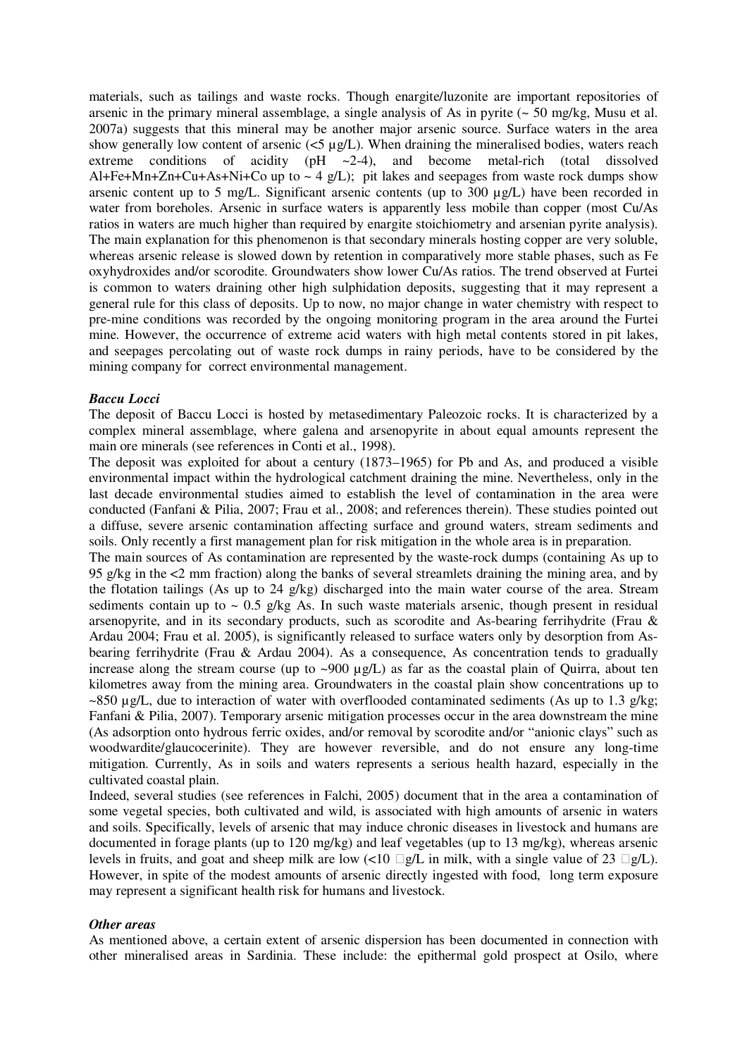materials, such as tailings and waste rocks. Though enargite/luzonite are important repositories of arsenic in the primary mineral assemblage, a single analysis of As in pyrite (~ 50 mg/kg, Musu et al. 2007a) suggests that this mineral may be another major arsenic source. Surface waters in the area show generally low content of arsenic (<5 µg/L). When draining the mineralised bodies, waters reach extreme conditions of acidity (pH ~2-4), and become metal-rich (total dissolved Al+Fe+Mn+Zn+Cu+As+Ni+Co up to ~ 4 g/L); pit lakes and seepages from waste rock dumps show arsenic content up to 5 mg/L. Significant arsenic contents (up to 300 µg/L) have been recorded in water from boreholes. Arsenic in surface waters is apparently less mobile than copper (most Cu/As ratios in waters are much higher than required by enargite stoichiometry and arsenian pyrite analysis). The main explanation for this phenomenon is that secondary minerals hosting copper are very soluble, whereas arsenic release is slowed down by retention in comparatively more stable phases, such as Fe oxyhydroxides and/or scorodite. Groundwaters show lower Cu/As ratios. The trend observed at Furtei is common to waters draining other high sulphidation deposits, suggesting that it may represent a general rule for this class of deposits. Up to now, no major change in water chemistry with respect to pre-mine conditions was recorded by the ongoing monitoring program in the area around the Furtei mine. However, the occurrence of extreme acid waters with high metal contents stored in pit lakes, and seepages percolating out of waste rock dumps in rainy periods, have to be considered by the mining company for correct environmental management.

***Baccu Locci***

The deposit of Baccu Locci is hosted by metasedimentary Paleozoic rocks. It is characterized by a complex mineral assemblage, where galena and arsenopyrite in about equal amounts represent the main ore minerals (see references in Conti et al., 1998).

The deposit was exploited for about a century (1873–1965) for Pb and As, and produced a visible environmental impact within the hydrological catchment draining the mine. Nevertheless, only in the last decade environmental studies aimed to establish the level of contamination in the area were conducted (Fanfani & Pilia, 2007; Frau et al., 2008; and references therein). These studies pointed out a diffuse, severe arsenic contamination affecting surface and ground waters, stream sediments and soils. Only recently a first management plan for risk mitigation in the whole area is in preparation.

The main sources of As contamination are represented by the waste-rock dumps (containing As up to 95 g/kg in the <2 mm fraction) along the banks of several streamlets draining the mining area, and by the flotation tailings (As up to 24 g/kg) discharged into the main water course of the area. Stream sediments contain up to ~ 0.5 g/kg As. In such waste materials arsenic, though present in residual arsenopyrite, and in its secondary products, such as scorodite and As-bearing ferrihydrite (Frau & Ardau 2004; Frau et al. 2005), is significantly released to surface waters only by desorption from As-bearing ferrihydrite (Frau & Ardau 2004). As a consequence, As concentration tends to gradually increase along the stream course (up to ~900 µg/L) as far as the coastal plain of Quirra, about ten kilometres away from the mining area. Groundwaters in the coastal plain show concentrations up to ~850 µg/L, due to interaction of water with overflooded contaminated sediments (As up to 1.3 g/kg; Fanfani & Pilia, 2007). Temporary arsenic mitigation processes occur in the area downstream the mine (As adsorption onto hydrous ferric oxides, and/or removal by scorodite and/or "anionic clays" such as woodwardite/glaucocerinite). They are however reversible, and do not ensure any long-time mitigation. Currently, As in soils and waters represents a serious health hazard, especially in the cultivated coastal plain.

Indeed, several studies (see references in Falchi, 2005) document that in the area a contamination of some vegetal species, both cultivated and wild, is associated with high amounts of arsenic in waters and soils. Specifically, levels of arsenic that may induce chronic diseases in livestock and humans are documented in forage plants (up to 120 mg/kg) and leaf vegetables (up to 13 mg/kg), whereas arsenic levels in fruits, and goat and sheep milk are low (<10 µg/L in milk, with a single value of 23 µg/L). However, in spite of the modest amounts of arsenic directly ingested with food, long term exposure may represent a significant health risk for humans and livestock.

***Other areas***

As mentioned above, a certain extent of arsenic dispersion has been documented in connection with other mineralised areas in Sardinia. These include: the epithermal gold prospect at Osilo, where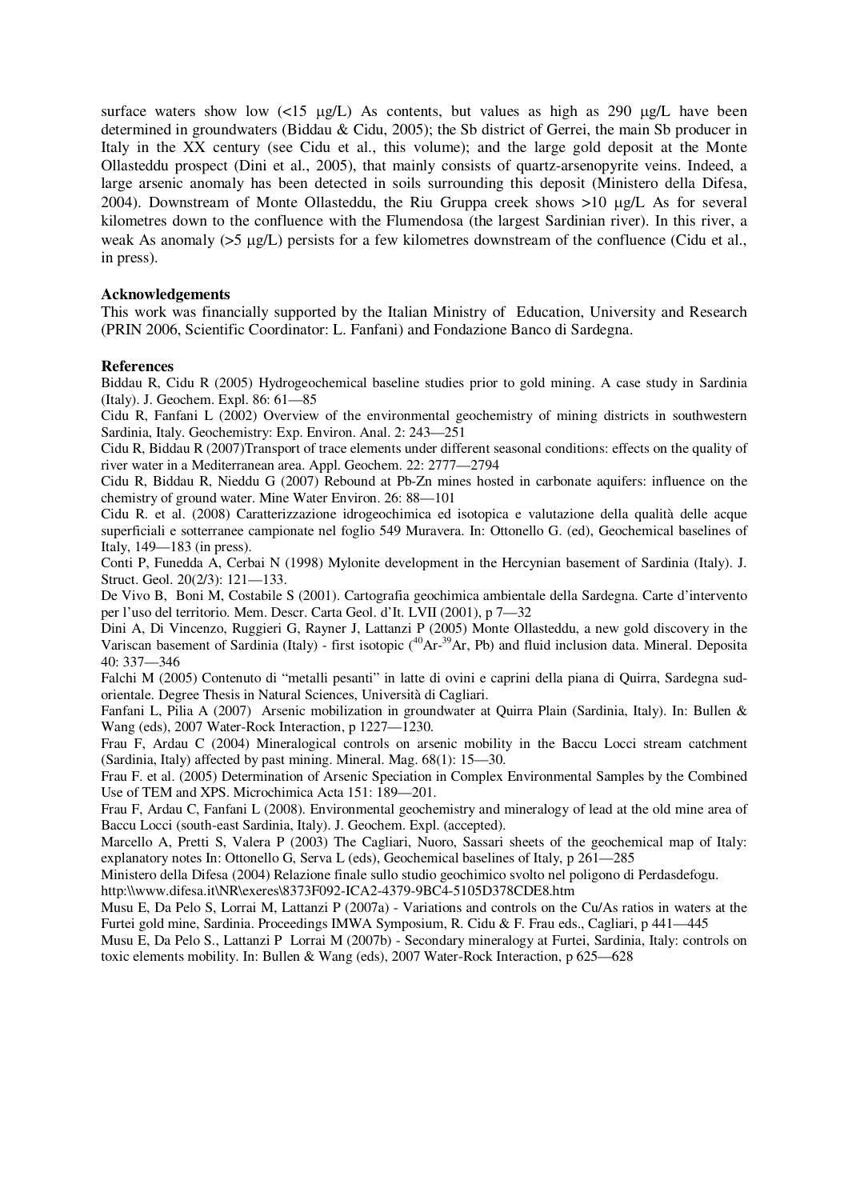surface waters show low (<15 μg/L) As contents, but values as high as 290 μg/L have been determined in groundwaters (Biddau & Cidu, 2005); the Sb district of Gerrei, the main Sb producer in Italy in the XX century (see Cidu et al., this volume); and the large gold deposit at the Monte Ollasteddu prospect (Dini et al., 2005), that mainly consists of quartz-arsenopyrite veins. Indeed, a large arsenic anomaly has been detected in soils surrounding this deposit (Ministero della Difesa, 2004). Downstream of Monte Ollasteddu, the Riu Gruppa creek shows >10 μg/L As for several kilometres down to the confluence with the Flumendosa (the largest Sardinian river). In this river, a weak As anomaly (>5 μg/L) persists for a few kilometres downstream of the confluence (Cidu et al., in press).

**Acknowledgements**

This work was financially supported by the Italian Ministry of Education, University and Research (PRIN 2006, Scientific Coordinator: L. Fanfani) and Fondazione Banco di Sardegna.

**References**

Biddau R, Cidu R (2005) Hydrogeochemical baseline studies prior to gold mining. A case study in Sardinia (Italy). J. Geochem. Expl. 86: 61—85

Cidu R, Fanfani L (2002) Overview of the environmental geochemistry of mining districts in southwestern Sardinia, Italy. Geochemistry: Exp. Environ. Anal. 2: 243—251

Cidu R, Biddau R (2007)Transport of trace elements under different seasonal conditions: effects on the quality of river water in a Mediterranean area. Appl. Geochem. 22: 2777—2794

Cidu R, Biddau R, Nieddu G (2007) Rebound at Pb-Zn mines hosted in carbonate aquifers: influence on the chemistry of ground water. Mine Water Environ. 26: 88—101

Cidu R. et al. (2008) Caratterizzazione idrogeochimica ed isotopica e valutazione della qualità delle acque superficiali e sotterranee campionate nel foglio 549 Muravera. In: Ottonello G. (ed), Geochemical baselines of Italy, 149—183 (in press).

Conti P, Funedda A, Cerbai N (1998) Mylonite development in the Hercynian basement of Sardinia (Italy). J. Struct. Geol. 20(2/3): 121—133.

De Vivo B, Boni M, Costabile S (2001). Cartografia geochimica ambientale della Sardegna. Carte d'intervento per l'uso del territorio. Mem. Descr. Carta Geol. d'It. LVII (2001), p 7—32

Dini A, Di Vincenzo, Ruggieri G, Rayner J, Lattanzi P (2005) Monte Ollasteddu, a new gold discovery in the Variscan basement of Sardinia (Italy) - first isotopic ($^{40}$Ar-$^{39}$Ar, Pb) and fluid inclusion data. Mineral. Deposita 40: 337—346

Falchi M (2005) Contenuto di "metalli pesanti" in latte di ovini e caprini della piana di Quirra, Sardegna sud-orientale. Degree Thesis in Natural Sciences, Università di Cagliari.

Fanfani L, Pilia A (2007) Arsenic mobilization in groundwater at Quirra Plain (Sardinia, Italy). In: Bullen & Wang (eds), 2007 Water-Rock Interaction, p 1227—1230.

Frau F, Ardau C (2004) Mineralogical controls on arsenic mobility in the Baccu Locci stream catchment (Sardinia, Italy) affected by past mining. Mineral. Mag. 68(1): 15—30.

Frau F. et al. (2005) Determination of Arsenic Speciation in Complex Environmental Samples by the Combined Use of TEM and XPS. Microchimica Acta 151: 189—201.

Frau F, Ardau C, Fanfani L (2008). Environmental geochemistry and mineralogy of lead at the old mine area of Baccu Locci (south-east Sardinia, Italy). J. Geochem. Expl. (accepted).

Marcello A, Pretti S, Valera P (2003) The Cagliari, Nuoro, Sassari sheets of the geochemical map of Italy: explanatory notes In: Ottonello G, Serva L (eds), Geochemical baselines of Italy, p 261—285

Ministero della Difesa (2004) Relazione finale sullo studio geochimico svolto nel poligono di Perdasdefogu. http:\\www.difesa.it\NR\exeres\8373F092-ICA2-4379-9BC4-5105D378CDE8.htm

Musu E, Da Pelo S, Lorrai M, Lattanzi P (2007a) - Variations and controls on the Cu/As ratios in waters at the Furtei gold mine, Sardinia. Proceedings IMWA Symposium, R. Cidu & F. Frau eds., Cagliari, p 441—445

Musu E, Da Pelo S., Lattanzi P Lorrai M (2007b) - Secondary mineralogy at Furtei, Sardinia, Italy: controls on toxic elements mobility. In: Bullen & Wang (eds), 2007 Water-Rock Interaction, p 625—628